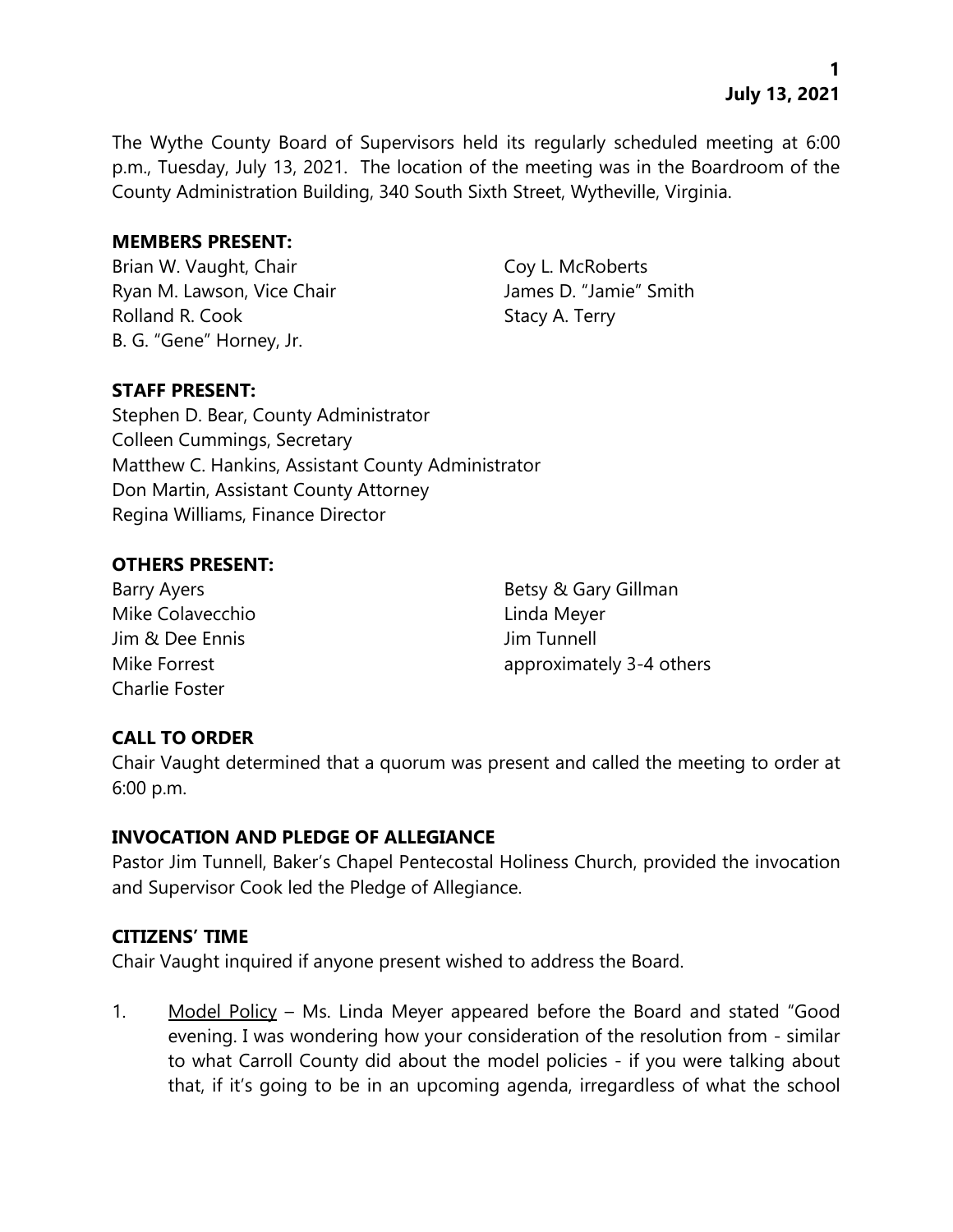The Wythe County Board of Supervisors held its regularly scheduled meeting at 6:00 p.m., Tuesday, July 13, 2021. The location of the meeting was in the Boardroom of the County Administration Building, 340 South Sixth Street, Wytheville, Virginia.

**MEMBERS PRESENT:**

Brian W. Vaught, Chair
Ryan M. Lawson, Vice Chair
Rolland R. Cook
B. G. "Gene" Horney, Jr.
Coy L. McRoberts
James D. "Jamie" Smith
Stacy A. Terry

**STAFF PRESENT:**

Stephen D. Bear, County Administrator
Colleen Cummings, Secretary
Matthew C. Hankins, Assistant County Administrator
Don Martin, Assistant County Attorney
Regina Williams, Finance Director

**OTHERS PRESENT:**

Barry Ayers
Mike Colavecchio
Jim & Dee Ennis
Mike Forrest
Charlie Foster
Betsy & Gary Gillman
Linda Meyer
Jim Tunnell
approximately 3-4 others

**CALL TO ORDER**

Chair Vaught determined that a quorum was present and called the meeting to order at 6:00 p.m.

**INVOCATION AND PLEDGE OF ALLEGIANCE**

Pastor Jim Tunnell, Baker's Chapel Pentecostal Holiness Church, provided the invocation and Supervisor Cook led the Pledge of Allegiance.

**CITIZENS' TIME**

Chair Vaught inquired if anyone present wished to address the Board.

1. Model Policy – Ms. Linda Meyer appeared before the Board and stated "Good evening. I was wondering how your consideration of the resolution from - similar to what Carroll County did about the model policies - if you were talking about that, if it's going to be in an upcoming agenda, irregardless of what the school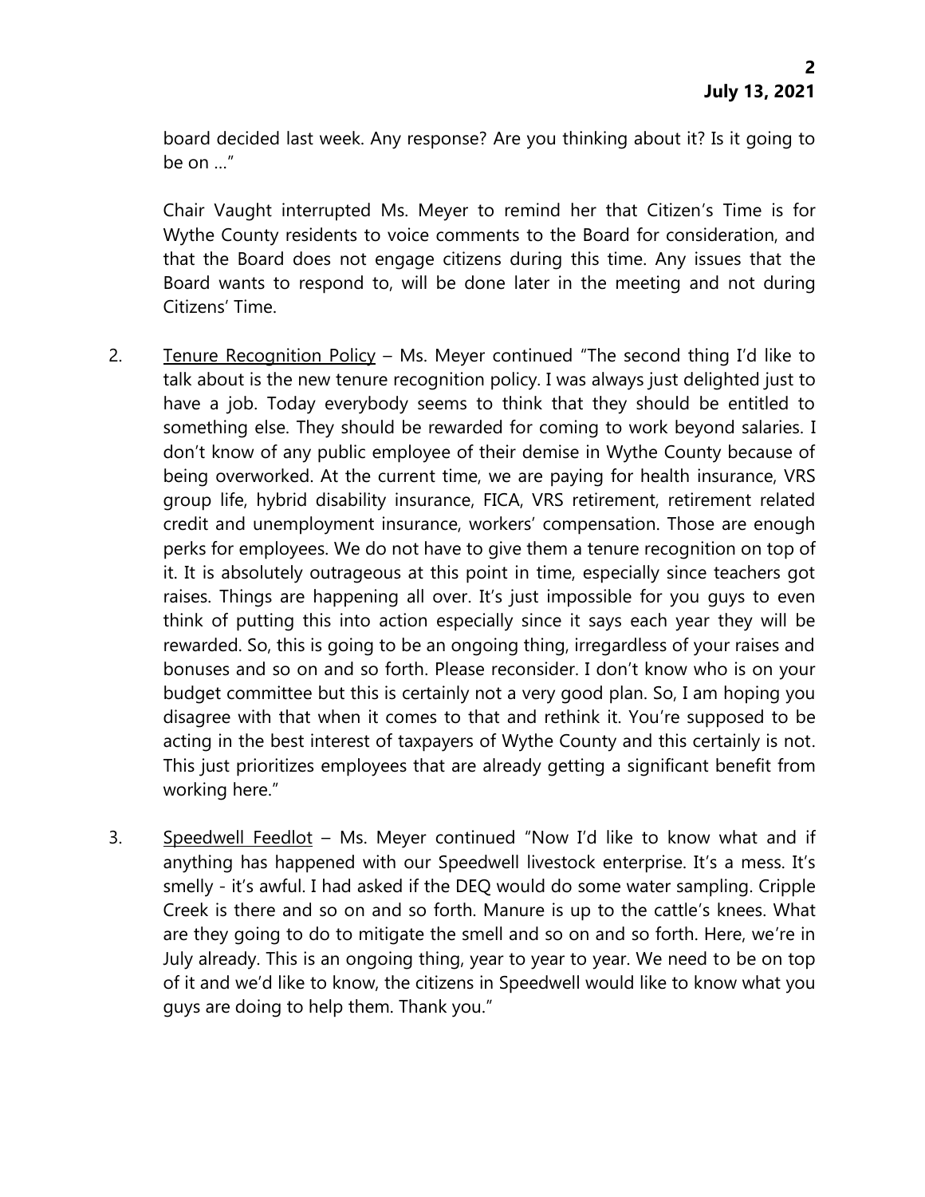board decided last week. Any response? Are you thinking about it? Is it going to be on …"

Chair Vaught interrupted Ms. Meyer to remind her that Citizen's Time is for Wythe County residents to voice comments to the Board for consideration, and that the Board does not engage citizens during this time. Any issues that the Board wants to respond to, will be done later in the meeting and not during Citizens' Time.

2. Tenure Recognition Policy – Ms. Meyer continued "The second thing I'd like to talk about is the new tenure recognition policy. I was always just delighted just to have a job. Today everybody seems to think that they should be entitled to something else. They should be rewarded for coming to work beyond salaries. I don't know of any public employee of their demise in Wythe County because of being overworked. At the current time, we are paying for health insurance, VRS group life, hybrid disability insurance, FICA, VRS retirement, retirement related credit and unemployment insurance, workers' compensation. Those are enough perks for employees. We do not have to give them a tenure recognition on top of it. It is absolutely outrageous at this point in time, especially since teachers got raises. Things are happening all over. It's just impossible for you guys to even think of putting this into action especially since it says each year they will be rewarded. So, this is going to be an ongoing thing, irregardless of your raises and bonuses and so on and so forth. Please reconsider. I don't know who is on your budget committee but this is certainly not a very good plan. So, I am hoping you disagree with that when it comes to that and rethink it. You're supposed to be acting in the best interest of taxpayers of Wythe County and this certainly is not. This just prioritizes employees that are already getting a significant benefit from working here."

3. Speedwell Feedlot – Ms. Meyer continued "Now I'd like to know what and if anything has happened with our Speedwell livestock enterprise. It's a mess. It's smelly - it's awful. I had asked if the DEQ would do some water sampling. Cripple Creek is there and so on and so forth. Manure is up to the cattle's knees. What are they going to do to mitigate the smell and so on and so forth. Here, we're in July already. This is an ongoing thing, year to year to year. We need to be on top of it and we'd like to know, the citizens in Speedwell would like to know what you guys are doing to help them. Thank you."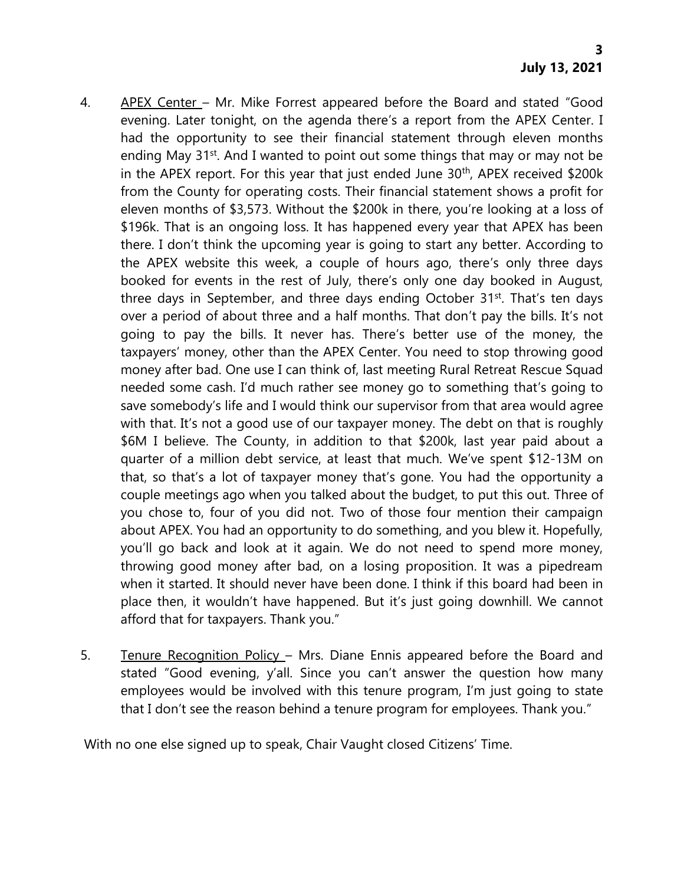4. APEX Center – Mr. Mike Forrest appeared before the Board and stated "Good evening. Later tonight, on the agenda there's a report from the APEX Center. I had the opportunity to see their financial statement through eleven months ending May 31st. And I wanted to point out some things that may or may not be in the APEX report. For this year that just ended June 30th, APEX received $200k from the County for operating costs. Their financial statement shows a profit for eleven months of $3,573. Without the $200k in there, you're looking at a loss of $196k. That is an ongoing loss. It has happened every year that APEX has been there. I don't think the upcoming year is going to start any better. According to the APEX website this week, a couple of hours ago, there's only three days booked for events in the rest of July, there's only one day booked in August, three days in September, and three days ending October 31st. That's ten days over a period of about three and a half months. That don't pay the bills. It's not going to pay the bills. It never has. There's better use of the money, the taxpayers' money, other than the APEX Center. You need to stop throwing good money after bad. One use I can think of, last meeting Rural Retreat Rescue Squad needed some cash. I'd much rather see money go to something that's going to save somebody's life and I would think our supervisor from that area would agree with that. It's not a good use of our taxpayer money. The debt on that is roughly $6M I believe. The County, in addition to that $200k, last year paid about a quarter of a million debt service, at least that much. We've spent $12-13M on that, so that's a lot of taxpayer money that's gone. You had the opportunity a couple meetings ago when you talked about the budget, to put this out. Three of you chose to, four of you did not. Two of those four mention their campaign about APEX. You had an opportunity to do something, and you blew it. Hopefully, you'll go back and look at it again. We do not need to spend more money, throwing good money after bad, on a losing proposition. It was a pipedream when it started. It should never have been done. I think if this board had been in place then, it wouldn't have happened. But it's just going downhill. We cannot afford that for taxpayers. Thank you."

5. Tenure Recognition Policy – Mrs. Diane Ennis appeared before the Board and stated "Good evening, y'all. Since you can't answer the question how many employees would be involved with this tenure program, I'm just going to state that I don't see the reason behind a tenure program for employees. Thank you."

With no one else signed up to speak, Chair Vaught closed Citizens' Time.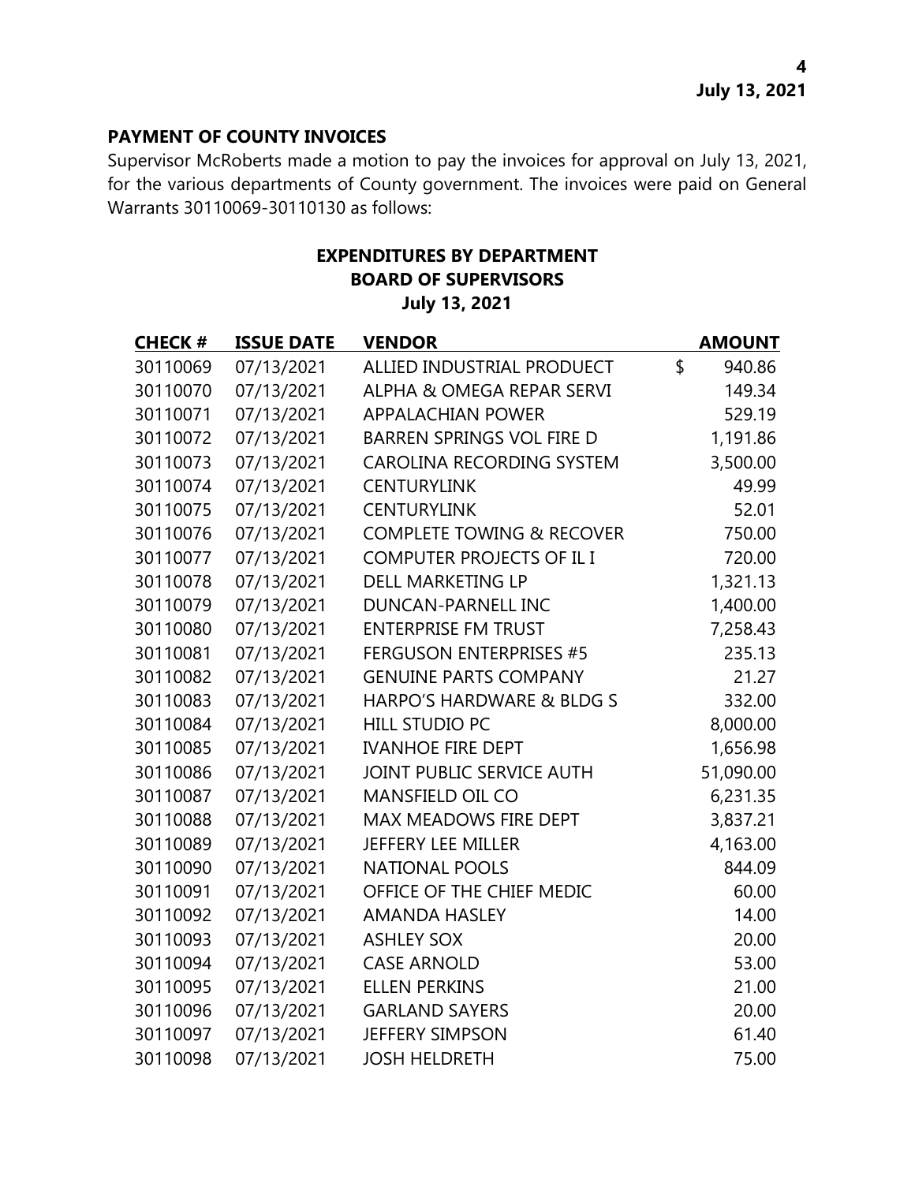**PAYMENT OF COUNTY INVOICES**

Supervisor McRoberts made a motion to pay the invoices for approval on July 13, 2021, for the various departments of County government. The invoices were paid on General Warrants 30110069-30110130 as follows:

**EXPENDITURES BY DEPARTMENT**
**BOARD OF SUPERVISORS**
**July 13, 2021**

| CHECK # | ISSUE DATE | VENDOR | AMOUNT |
|---|---|---|---|
| 30110069 | 07/13/2021 | ALLIED INDUSTRIAL PRODUECT | $ 940.86 |
| 30110070 | 07/13/2021 | ALPHA & OMEGA REPAR SERVI | 149.34 |
| 30110071 | 07/13/2021 | APPALACHIAN POWER | 529.19 |
| 30110072 | 07/13/2021 | BARREN SPRINGS VOL FIRE D | 1,191.86 |
| 30110073 | 07/13/2021 | CAROLINA RECORDING SYSTEM | 3,500.00 |
| 30110074 | 07/13/2021 | CENTURYLINK | 49.99 |
| 30110075 | 07/13/2021 | CENTURYLINK | 52.01 |
| 30110076 | 07/13/2021 | COMPLETE TOWING & RECOVER | 750.00 |
| 30110077 | 07/13/2021 | COMPUTER PROJECTS OF IL I | 720.00 |
| 30110078 | 07/13/2021 | DELL MARKETING LP | 1,321.13 |
| 30110079 | 07/13/2021 | DUNCAN-PARNELL INC | 1,400.00 |
| 30110080 | 07/13/2021 | ENTERPRISE FM TRUST | 7,258.43 |
| 30110081 | 07/13/2021 | FERGUSON ENTERPRISES #5 | 235.13 |
| 30110082 | 07/13/2021 | GENUINE PARTS COMPANY | 21.27 |
| 30110083 | 07/13/2021 | HARPO'S HARDWARE & BLDG S | 332.00 |
| 30110084 | 07/13/2021 | HILL STUDIO PC | 8,000.00 |
| 30110085 | 07/13/2021 | IVANHOE FIRE DEPT | 1,656.98 |
| 30110086 | 07/13/2021 | JOINT PUBLIC SERVICE AUTH | 51,090.00 |
| 30110087 | 07/13/2021 | MANSFIELD OIL CO | 6,231.35 |
| 30110088 | 07/13/2021 | MAX MEADOWS FIRE DEPT | 3,837.21 |
| 30110089 | 07/13/2021 | JEFFERY LEE MILLER | 4,163.00 |
| 30110090 | 07/13/2021 | NATIONAL POOLS | 844.09 |
| 30110091 | 07/13/2021 | OFFICE OF THE CHIEF MEDIC | 60.00 |
| 30110092 | 07/13/2021 | AMANDA HASLEY | 14.00 |
| 30110093 | 07/13/2021 | ASHLEY SOX | 20.00 |
| 30110094 | 07/13/2021 | CASE ARNOLD | 53.00 |
| 30110095 | 07/13/2021 | ELLEN PERKINS | 21.00 |
| 30110096 | 07/13/2021 | GARLAND SAYERS | 20.00 |
| 30110097 | 07/13/2021 | JEFFERY SIMPSON | 61.40 |
| 30110098 | 07/13/2021 | JOSH HELDRETH | 75.00 |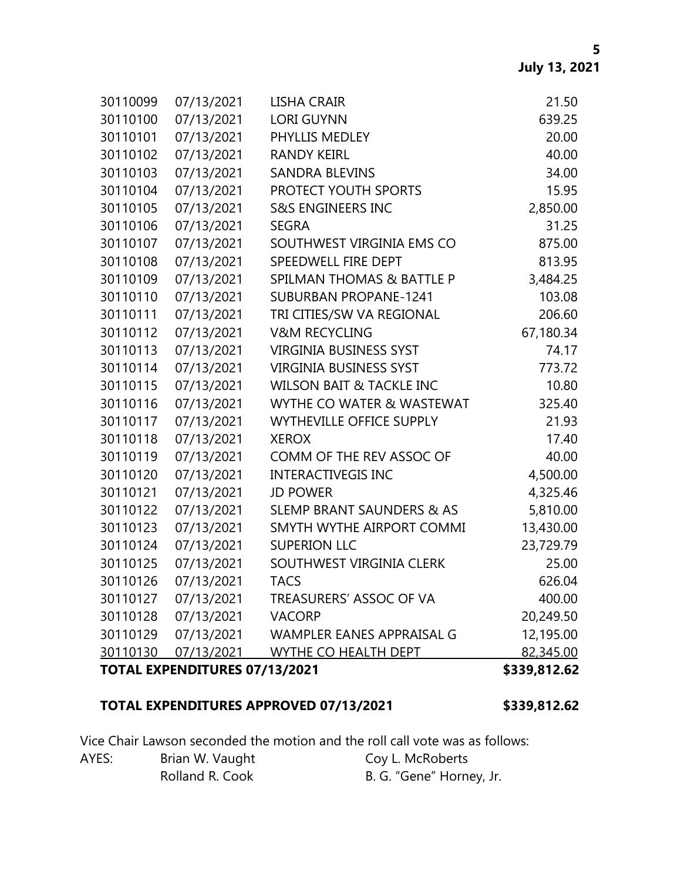| | | | |
|---|---|---|---|
| 30110099 | 07/13/2021 | LISHA CRAIR | 21.50 |
| 30110100 | 07/13/2021 | LORI GUYNN | 639.25 |
| 30110101 | 07/13/2021 | PHYLLIS MEDLEY | 20.00 |
| 30110102 | 07/13/2021 | RANDY KEIRL | 40.00 |
| 30110103 | 07/13/2021 | SANDRA BLEVINS | 34.00 |
| 30110104 | 07/13/2021 | PROTECT YOUTH SPORTS | 15.95 |
| 30110105 | 07/13/2021 | S&S ENGINEERS INC | 2,850.00 |
| 30110106 | 07/13/2021 | SEGRA | 31.25 |
| 30110107 | 07/13/2021 | SOUTHWEST VIRGINIA EMS CO | 875.00 |
| 30110108 | 07/13/2021 | SPEEDWELL FIRE DEPT | 813.95 |
| 30110109 | 07/13/2021 | SPILMAN THOMAS & BATTLE P | 3,484.25 |
| 30110110 | 07/13/2021 | SUBURBAN PROPANE-1241 | 103.08 |
| 30110111 | 07/13/2021 | TRI CITIES/SW VA REGIONAL | 206.60 |
| 30110112 | 07/13/2021 | V&M RECYCLING | 67,180.34 |
| 30110113 | 07/13/2021 | VIRGINIA BUSINESS SYST | 74.17 |
| 30110114 | 07/13/2021 | VIRGINIA BUSINESS SYST | 773.72 |
| 30110115 | 07/13/2021 | WILSON BAIT & TACKLE INC | 10.80 |
| 30110116 | 07/13/2021 | WYTHE CO WATER & WASTEWAT | 325.40 |
| 30110117 | 07/13/2021 | WYTHEVILLE OFFICE SUPPLY | 21.93 |
| 30110118 | 07/13/2021 | XEROX | 17.40 |
| 30110119 | 07/13/2021 | COMM OF THE REV ASSOC OF | 40.00 |
| 30110120 | 07/13/2021 | INTERACTIVEGIS INC | 4,500.00 |
| 30110121 | 07/13/2021 | JD POWER | 4,325.46 |
| 30110122 | 07/13/2021 | SLEMP BRANT SAUNDERS & AS | 5,810.00 |
| 30110123 | 07/13/2021 | SMYTH WYTHE AIRPORT COMMI | 13,430.00 |
| 30110124 | 07/13/2021 | SUPERION LLC | 23,729.79 |
| 30110125 | 07/13/2021 | SOUTHWEST VIRGINIA CLERK | 25.00 |
| 30110126 | 07/13/2021 | TACS | 626.04 |
| 30110127 | 07/13/2021 | TREASURERS' ASSOC OF VA | 400.00 |
| 30110128 | 07/13/2021 | VACORP | 20,249.50 |
| 30110129 | 07/13/2021 | WAMPLER EANES APPRAISAL G | 12,195.00 |
| 30110130 | 07/13/2021 | WYTHE CO HEALTH DEPT | 82,345.00 |
| **TOTAL EXPENDITURES 07/13/2021** | | | **$339,812.62** |

**TOTAL EXPENDITURES APPROVED 07/13/2021 $339,812.62**

Vice Chair Lawson seconded the motion and the roll call vote was as follows:

AYES: Brian W. Vaught, Coy L. McRoberts, Rolland R. Cook, B. G. "Gene" Horney, Jr.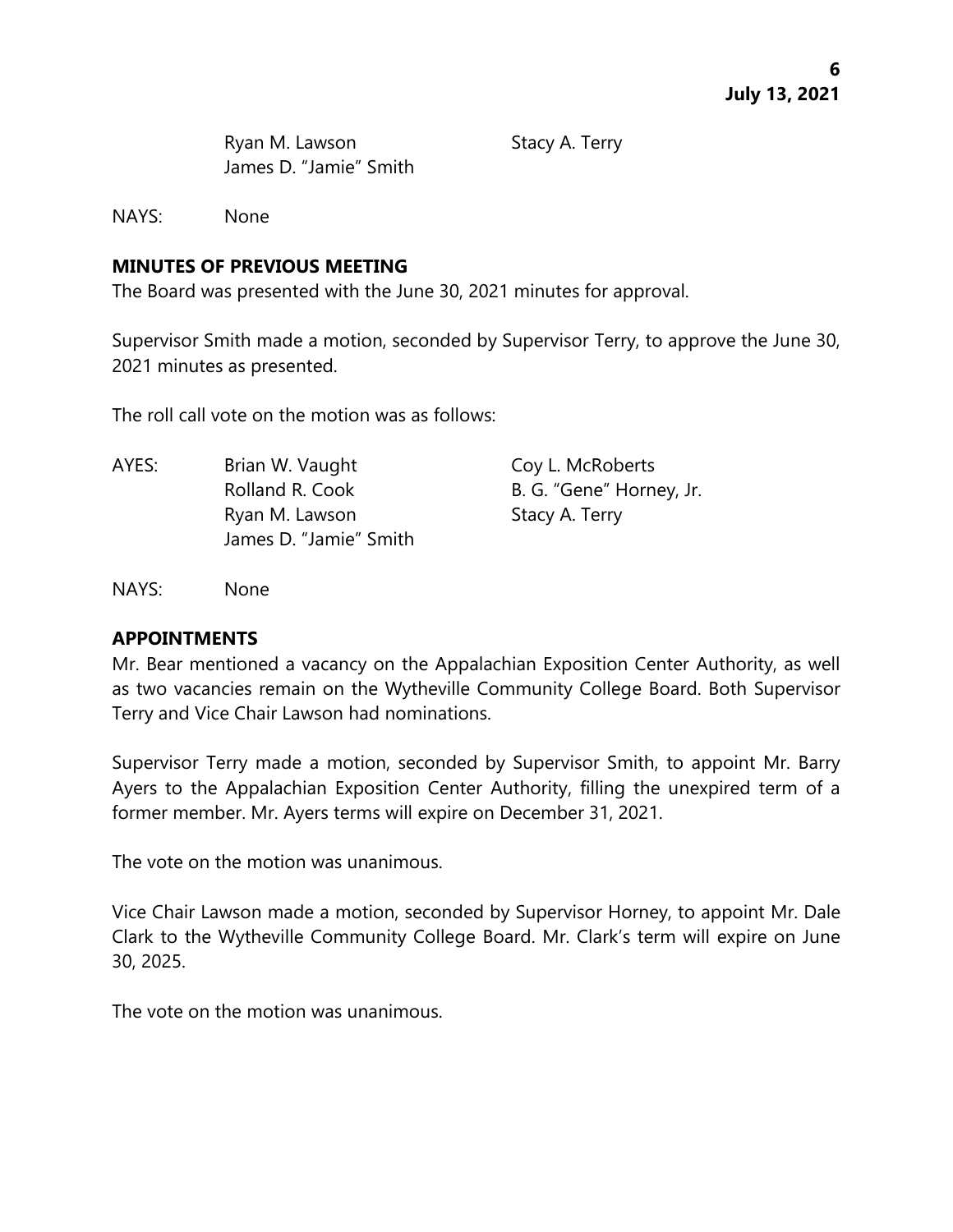Ryan M. Lawson    Stacy A. Terry
James D. "Jamie" Smith

NAYS: None

**MINUTES OF PREVIOUS MEETING**

The Board was presented with the June 30, 2021 minutes for approval.

Supervisor Smith made a motion, seconded by Supervisor Terry, to approve the June 30, 2021 minutes as presented.

The roll call vote on the motion was as follows:

AYES: Brian W. Vaught    Coy L. McRoberts
Rolland R. Cook    B. G. "Gene" Horney, Jr.
Ryan M. Lawson    Stacy A. Terry
James D. "Jamie" Smith

NAYS: None

**APPOINTMENTS**

Mr. Bear mentioned a vacancy on the Appalachian Exposition Center Authority, as well as two vacancies remain on the Wytheville Community College Board. Both Supervisor Terry and Vice Chair Lawson had nominations.

Supervisor Terry made a motion, seconded by Supervisor Smith, to appoint Mr. Barry Ayers to the Appalachian Exposition Center Authority, filling the unexpired term of a former member. Mr. Ayers terms will expire on December 31, 2021.

The vote on the motion was unanimous.

Vice Chair Lawson made a motion, seconded by Supervisor Horney, to appoint Mr. Dale Clark to the Wytheville Community College Board. Mr. Clark's term will expire on June 30, 2025.

The vote on the motion was unanimous.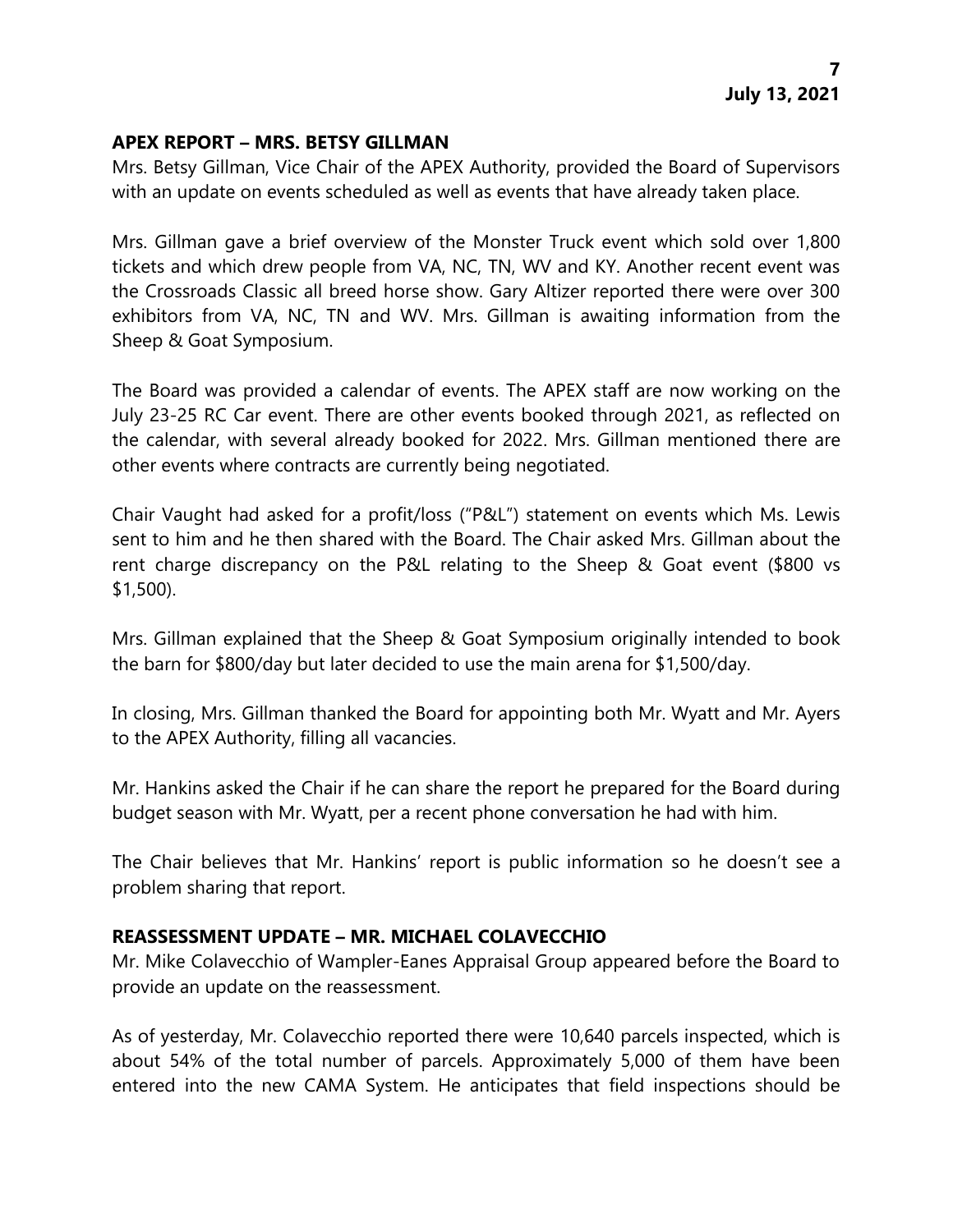## APEX REPORT – MRS. BETSY GILLMAN

Mrs. Betsy Gillman, Vice Chair of the APEX Authority, provided the Board of Supervisors with an update on events scheduled as well as events that have already taken place.

Mrs. Gillman gave a brief overview of the Monster Truck event which sold over 1,800 tickets and which drew people from VA, NC, TN, WV and KY. Another recent event was the Crossroads Classic all breed horse show. Gary Altizer reported there were over 300 exhibitors from VA, NC, TN and WV. Mrs. Gillman is awaiting information from the Sheep & Goat Symposium.

The Board was provided a calendar of events. The APEX staff are now working on the July 23-25 RC Car event. There are other events booked through 2021, as reflected on the calendar, with several already booked for 2022. Mrs. Gillman mentioned there are other events where contracts are currently being negotiated.

Chair Vaught had asked for a profit/loss ("P&L") statement on events which Ms. Lewis sent to him and he then shared with the Board. The Chair asked Mrs. Gillman about the rent charge discrepancy on the P&L relating to the Sheep & Goat event ($800 vs $1,500).

Mrs. Gillman explained that the Sheep & Goat Symposium originally intended to book the barn for $800/day but later decided to use the main arena for $1,500/day.

In closing, Mrs. Gillman thanked the Board for appointing both Mr. Wyatt and Mr. Ayers to the APEX Authority, filling all vacancies.

Mr. Hankins asked the Chair if he can share the report he prepared for the Board during budget season with Mr. Wyatt, per a recent phone conversation he had with him.

The Chair believes that Mr. Hankins' report is public information so he doesn't see a problem sharing that report.

## REASSESSMENT UPDATE – MR. MICHAEL COLAVECCHIO

Mr. Mike Colavecchio of Wampler-Eanes Appraisal Group appeared before the Board to provide an update on the reassessment.

As of yesterday, Mr. Colavecchio reported there were 10,640 parcels inspected, which is about 54% of the total number of parcels. Approximately 5,000 of them have been entered into the new CAMA System. He anticipates that field inspections should be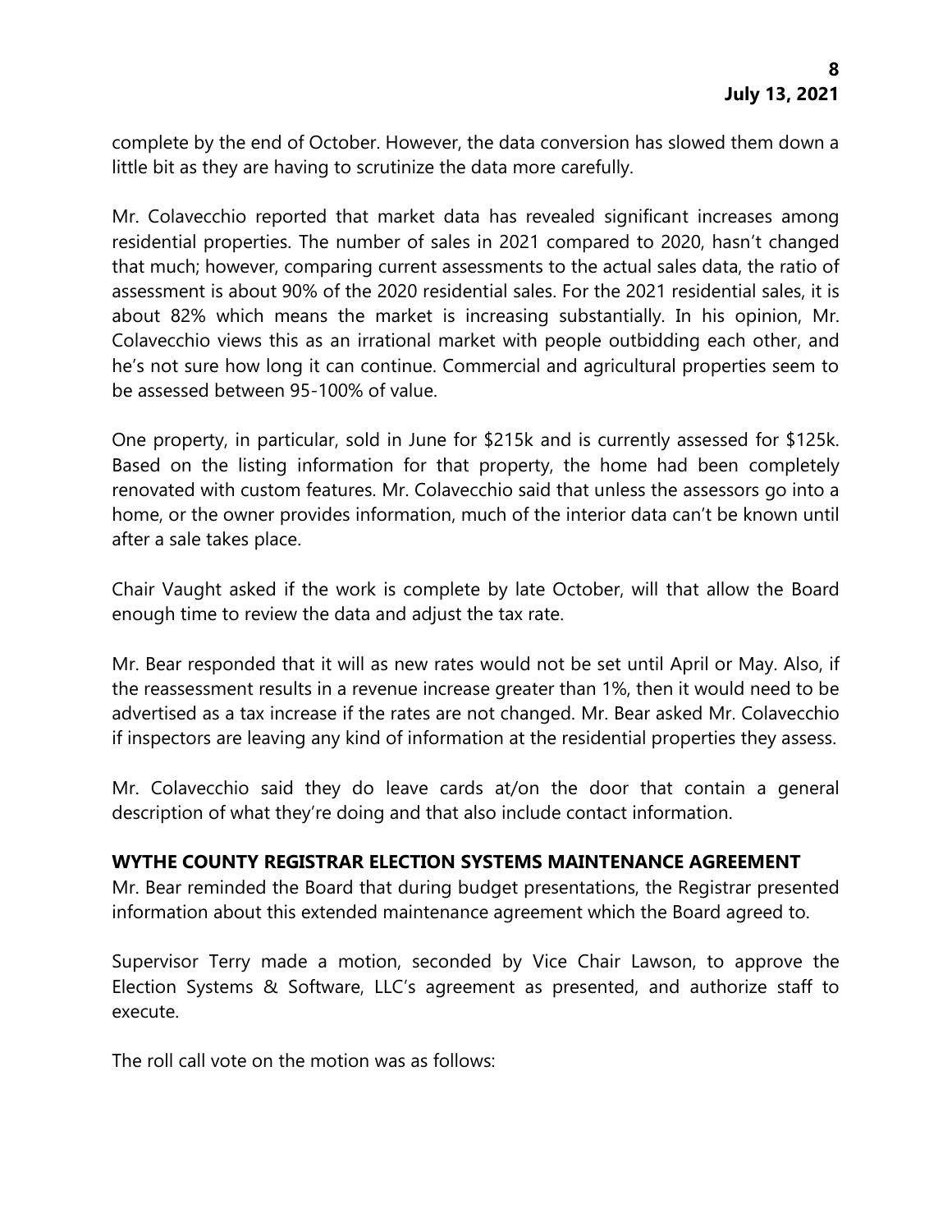complete by the end of October. However, the data conversion has slowed them down a little bit as they are having to scrutinize the data more carefully.

Mr. Colavecchio reported that market data has revealed significant increases among residential properties. The number of sales in 2021 compared to 2020, hasn't changed that much; however, comparing current assessments to the actual sales data, the ratio of assessment is about 90% of the 2020 residential sales. For the 2021 residential sales, it is about 82% which means the market is increasing substantially. In his opinion, Mr. Colavecchio views this as an irrational market with people outbidding each other, and he's not sure how long it can continue. Commercial and agricultural properties seem to be assessed between 95-100% of value.

One property, in particular, sold in June for $215k and is currently assessed for $125k. Based on the listing information for that property, the home had been completely renovated with custom features. Mr. Colavecchio said that unless the assessors go into a home, or the owner provides information, much of the interior data can't be known until after a sale takes place.

Chair Vaught asked if the work is complete by late October, will that allow the Board enough time to review the data and adjust the tax rate.

Mr. Bear responded that it will as new rates would not be set until April or May. Also, if the reassessment results in a revenue increase greater than 1%, then it would need to be advertised as a tax increase if the rates are not changed. Mr. Bear asked Mr. Colavecchio if inspectors are leaving any kind of information at the residential properties they assess.

Mr. Colavecchio said they do leave cards at/on the door that contain a general description of what they're doing and that also include contact information.

## WYTHE COUNTY REGISTRAR ELECTION SYSTEMS MAINTENANCE AGREEMENT

Mr. Bear reminded the Board that during budget presentations, the Registrar presented information about this extended maintenance agreement which the Board agreed to.

Supervisor Terry made a motion, seconded by Vice Chair Lawson, to approve the Election Systems & Software, LLC's agreement as presented, and authorize staff to execute.

The roll call vote on the motion was as follows: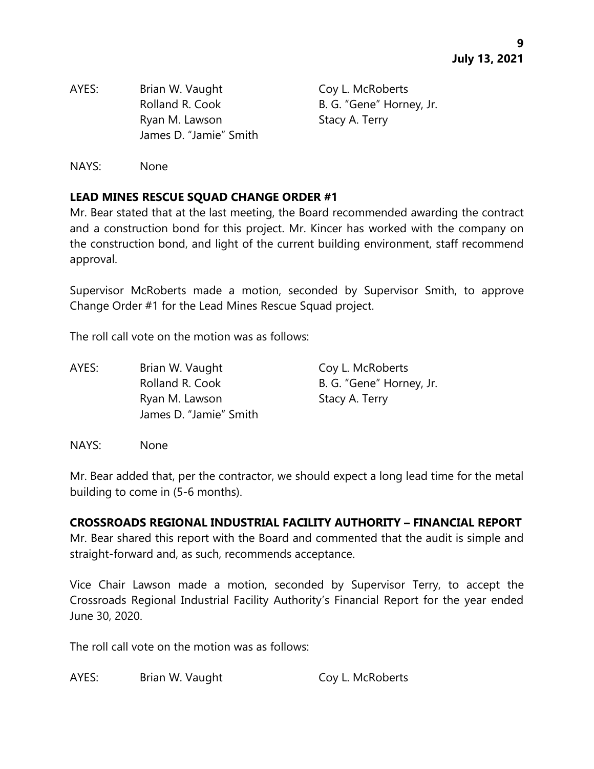AYES: Brian W. Vaught Coy L. McRoberts
Rolland R. Cook B. G. "Gene" Horney, Jr.
Ryan M. Lawson Stacy A. Terry
James D. "Jamie" Smith

NAYS: None

**LEAD MINES RESCUE SQUAD CHANGE ORDER #1**

Mr. Bear stated that at the last meeting, the Board recommended awarding the contract and a construction bond for this project. Mr. Kincer has worked with the company on the construction bond, and light of the current building environment, staff recommend approval.

Supervisor McRoberts made a motion, seconded by Supervisor Smith, to approve Change Order #1 for the Lead Mines Rescue Squad project.

The roll call vote on the motion was as follows:

AYES: Brian W. Vaught Coy L. McRoberts
Rolland R. Cook B. G. "Gene" Horney, Jr.
Ryan M. Lawson Stacy A. Terry
James D. "Jamie" Smith

NAYS: None

Mr. Bear added that, per the contractor, we should expect a long lead time for the metal building to come in (5-6 months).

**CROSSROADS REGIONAL INDUSTRIAL FACILITY AUTHORITY – FINANCIAL REPORT**

Mr. Bear shared this report with the Board and commented that the audit is simple and straight-forward and, as such, recommends acceptance.

Vice Chair Lawson made a motion, seconded by Supervisor Terry, to accept the Crossroads Regional Industrial Facility Authority's Financial Report for the year ended June 30, 2020.

The roll call vote on the motion was as follows:

AYES: Brian W. Vaught Coy L. McRoberts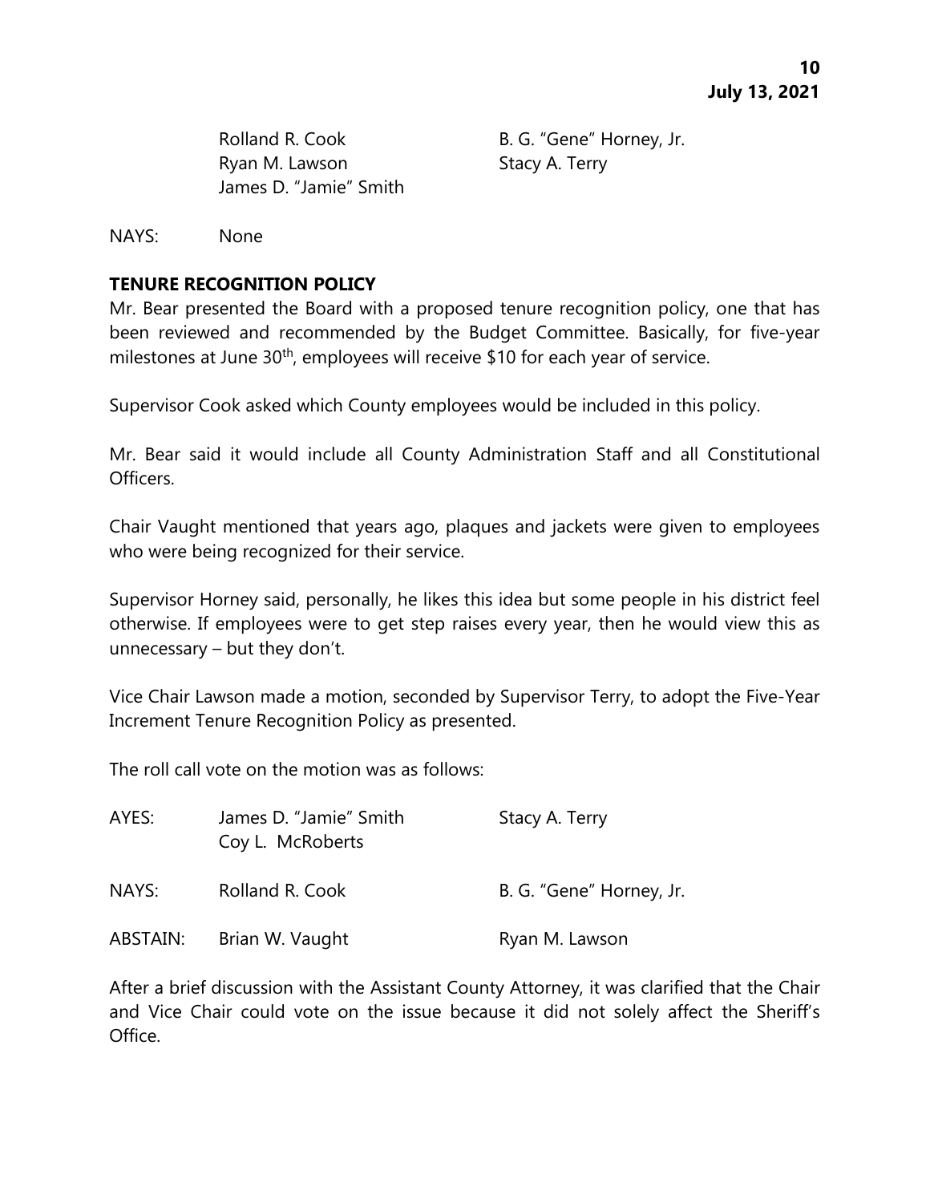Rolland R. Cook B. G. "Gene" Horney, Jr.
Ryan M. Lawson Stacy A. Terry
James D. "Jamie" Smith

NAYS: None

**TENURE RECOGNITION POLICY**

Mr. Bear presented the Board with a proposed tenure recognition policy, one that has been reviewed and recommended by the Budget Committee. Basically, for five-year milestones at June 30th, employees will receive $10 for each year of service.

Supervisor Cook asked which County employees would be included in this policy.

Mr. Bear said it would include all County Administration Staff and all Constitutional Officers.

Chair Vaught mentioned that years ago, plaques and jackets were given to employees who were being recognized for their service.

Supervisor Horney said, personally, he likes this idea but some people in his district feel otherwise. If employees were to get step raises every year, then he would view this as unnecessary – but they don't.

Vice Chair Lawson made a motion, seconded by Supervisor Terry, to adopt the Five-Year Increment Tenure Recognition Policy as presented.

The roll call vote on the motion was as follows:

AYES: James D. "Jamie" Smith Stacy A. Terry
Coy L. McRoberts

NAYS: Rolland R. Cook B. G. "Gene" Horney, Jr.

ABSTAIN: Brian W. Vaught Ryan M. Lawson

After a brief discussion with the Assistant County Attorney, it was clarified that the Chair and Vice Chair could vote on the issue because it did not solely affect the Sheriff's Office.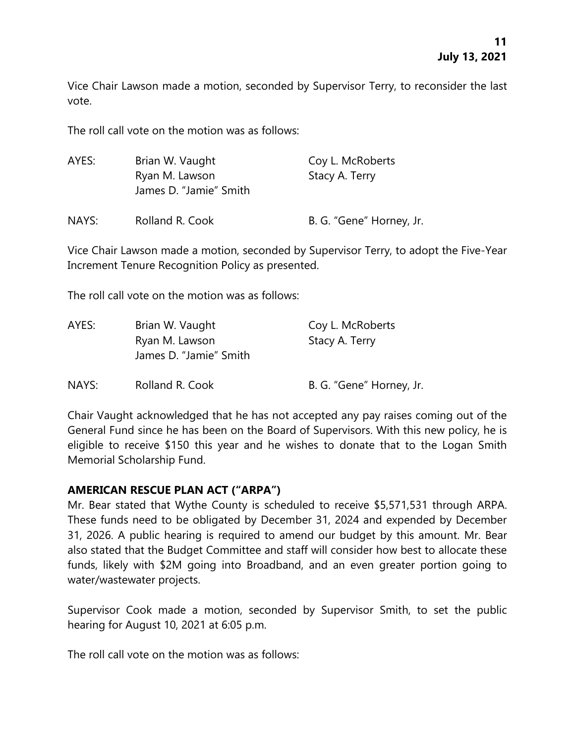Vice Chair Lawson made a motion, seconded by Supervisor Terry, to reconsider the last vote.

The roll call vote on the motion was as follows:

| | | |
|---|---|---|
| AYES: | Brian W. Vaught | Coy L. McRoberts |
| | Ryan M. Lawson | Stacy A. Terry |
| | James D. "Jamie" Smith | |
| NAYS: | Rolland R. Cook | B. G. "Gene" Horney, Jr. |

Vice Chair Lawson made a motion, seconded by Supervisor Terry, to adopt the Five-Year Increment Tenure Recognition Policy as presented.

The roll call vote on the motion was as follows:

| | | |
|---|---|---|
| AYES: | Brian W. Vaught | Coy L. McRoberts |
| | Ryan M. Lawson | Stacy A. Terry |
| | James D. "Jamie" Smith | |
| NAYS: | Rolland R. Cook | B. G. "Gene" Horney, Jr. |

Chair Vaught acknowledged that he has not accepted any pay raises coming out of the General Fund since he has been on the Board of Supervisors. With this new policy, he is eligible to receive $150 this year and he wishes to donate that to the Logan Smith Memorial Scholarship Fund.

**AMERICAN RESCUE PLAN ACT ("ARPA")**

Mr. Bear stated that Wythe County is scheduled to receive $5,571,531 through ARPA. These funds need to be obligated by December 31, 2024 and expended by December 31, 2026. A public hearing is required to amend our budget by this amount. Mr. Bear also stated that the Budget Committee and staff will consider how best to allocate these funds, likely with $2M going into Broadband, and an even greater portion going to water/wastewater projects.

Supervisor Cook made a motion, seconded by Supervisor Smith, to set the public hearing for August 10, 2021 at 6:05 p.m.

The roll call vote on the motion was as follows: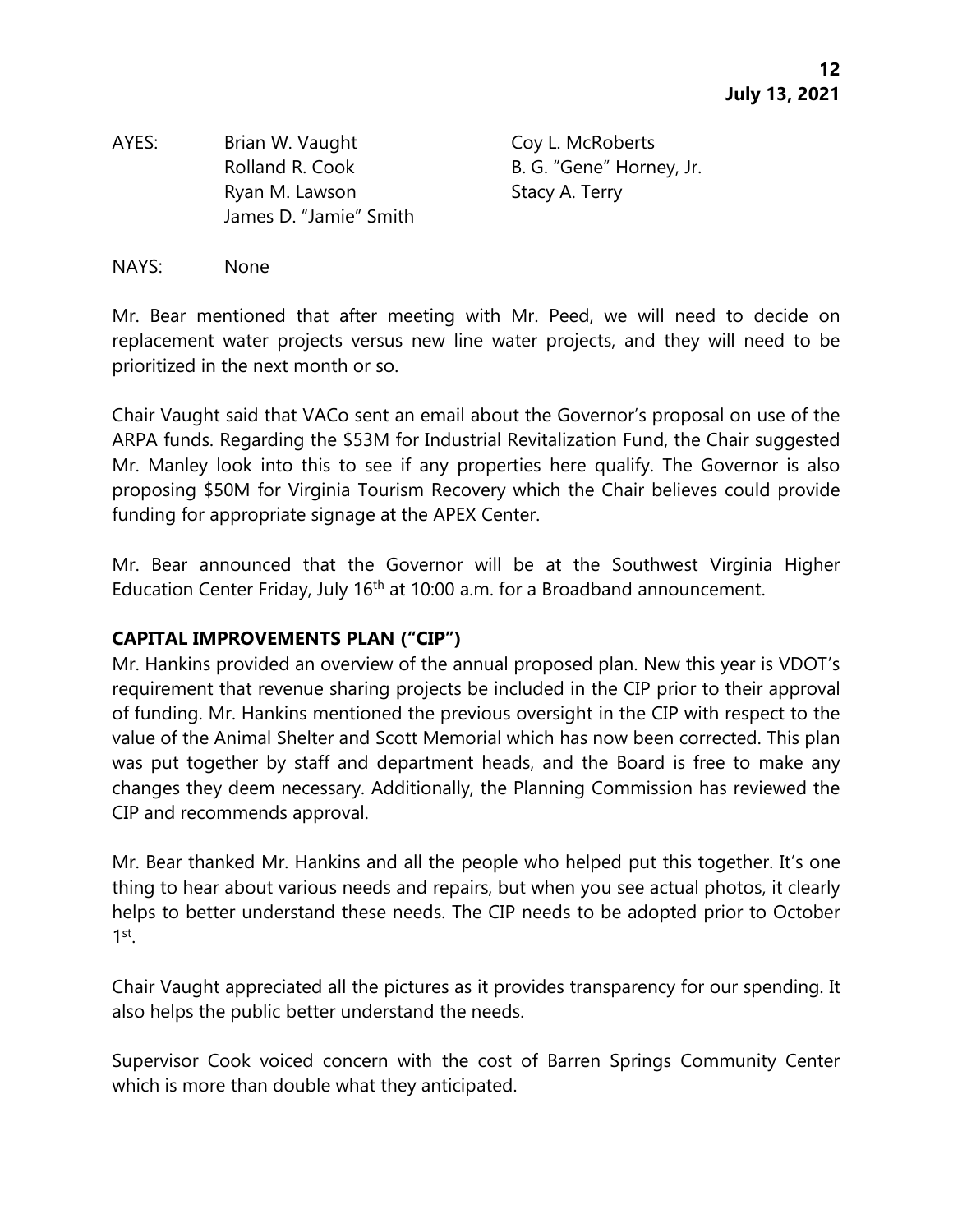AYES: Brian W. Vaught, Rolland R. Cook, Ryan M. Lawson, James D. "Jamie" Smith, Coy L. McRoberts, B. G. "Gene" Horney, Jr., Stacy A. Terry

NAYS: None

Mr. Bear mentioned that after meeting with Mr. Peed, we will need to decide on replacement water projects versus new line water projects, and they will need to be prioritized in the next month or so.

Chair Vaught said that VACo sent an email about the Governor's proposal on use of the ARPA funds. Regarding the $53M for Industrial Revitalization Fund, the Chair suggested Mr. Manley look into this to see if any properties here qualify. The Governor is also proposing $50M for Virginia Tourism Recovery which the Chair believes could provide funding for appropriate signage at the APEX Center.

Mr. Bear announced that the Governor will be at the Southwest Virginia Higher Education Center Friday, July 16th at 10:00 a.m. for a Broadband announcement.

**CAPITAL IMPROVEMENTS PLAN ("CIP")**

Mr. Hankins provided an overview of the annual proposed plan. New this year is VDOT's requirement that revenue sharing projects be included in the CIP prior to their approval of funding. Mr. Hankins mentioned the previous oversight in the CIP with respect to the value of the Animal Shelter and Scott Memorial which has now been corrected. This plan was put together by staff and department heads, and the Board is free to make any changes they deem necessary. Additionally, the Planning Commission has reviewed the CIP and recommends approval.

Mr. Bear thanked Mr. Hankins and all the people who helped put this together. It's one thing to hear about various needs and repairs, but when you see actual photos, it clearly helps to better understand these needs. The CIP needs to be adopted prior to October 1st.

Chair Vaught appreciated all the pictures as it provides transparency for our spending. It also helps the public better understand the needs.

Supervisor Cook voiced concern with the cost of Barren Springs Community Center which is more than double what they anticipated.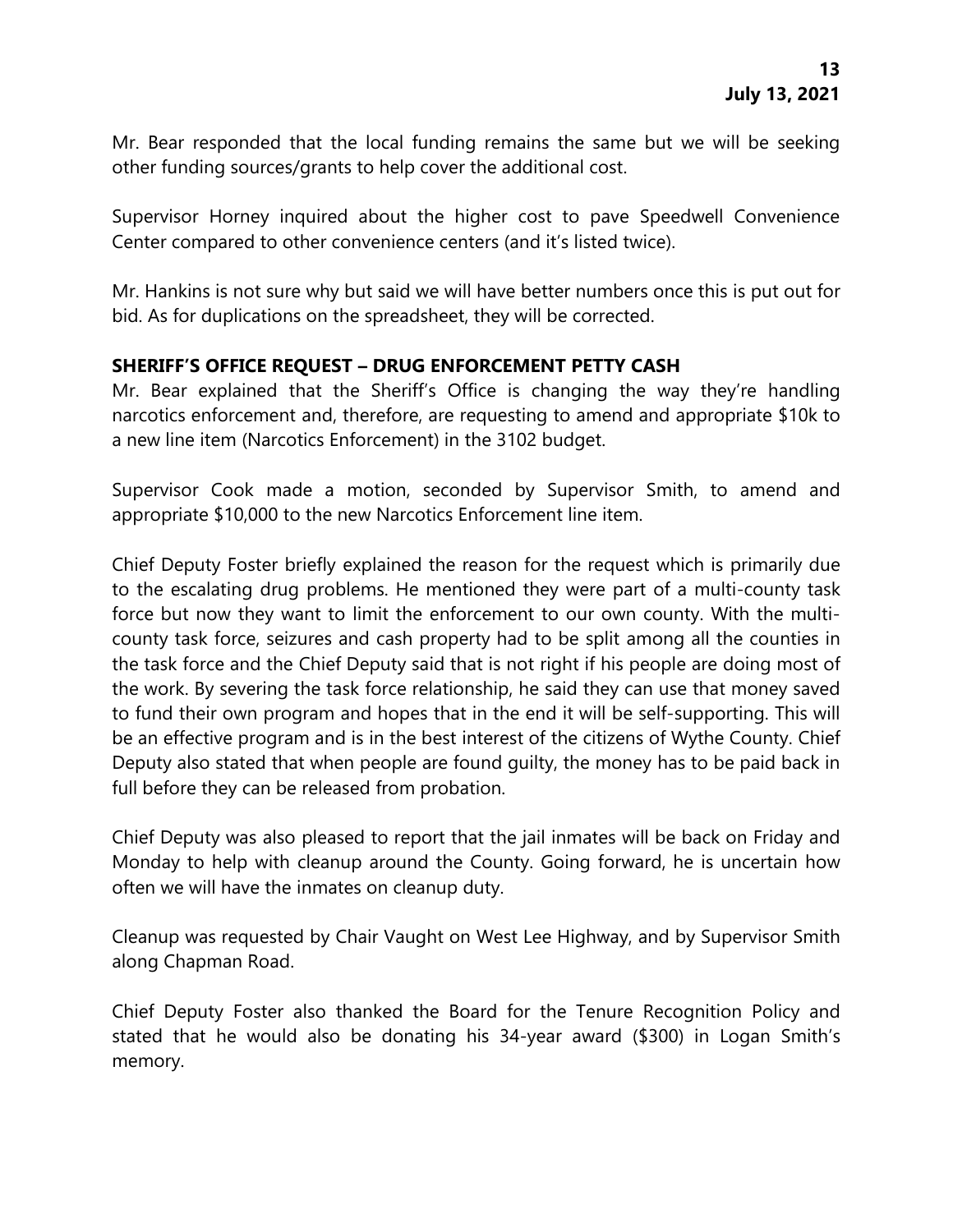Mr. Bear responded that the local funding remains the same but we will be seeking other funding sources/grants to help cover the additional cost.

Supervisor Horney inquired about the higher cost to pave Speedwell Convenience Center compared to other convenience centers (and it's listed twice).

Mr. Hankins is not sure why but said we will have better numbers once this is put out for bid. As for duplications on the spreadsheet, they will be corrected.

**SHERIFF'S OFFICE REQUEST – DRUG ENFORCEMENT PETTY CASH**

Mr. Bear explained that the Sheriff's Office is changing the way they're handling narcotics enforcement and, therefore, are requesting to amend and appropriate $10k to a new line item (Narcotics Enforcement) in the 3102 budget.

Supervisor Cook made a motion, seconded by Supervisor Smith, to amend and appropriate $10,000 to the new Narcotics Enforcement line item.

Chief Deputy Foster briefly explained the reason for the request which is primarily due to the escalating drug problems. He mentioned they were part of a multi-county task force but now they want to limit the enforcement to our own county. With the multi-county task force, seizures and cash property had to be split among all the counties in the task force and the Chief Deputy said that is not right if his people are doing most of the work. By severing the task force relationship, he said they can use that money saved to fund their own program and hopes that in the end it will be self-supporting. This will be an effective program and is in the best interest of the citizens of Wythe County. Chief Deputy also stated that when people are found guilty, the money has to be paid back in full before they can be released from probation.

Chief Deputy was also pleased to report that the jail inmates will be back on Friday and Monday to help with cleanup around the County. Going forward, he is uncertain how often we will have the inmates on cleanup duty.

Cleanup was requested by Chair Vaught on West Lee Highway, and by Supervisor Smith along Chapman Road.

Chief Deputy Foster also thanked the Board for the Tenure Recognition Policy and stated that he would also be donating his 34-year award ($300) in Logan Smith's memory.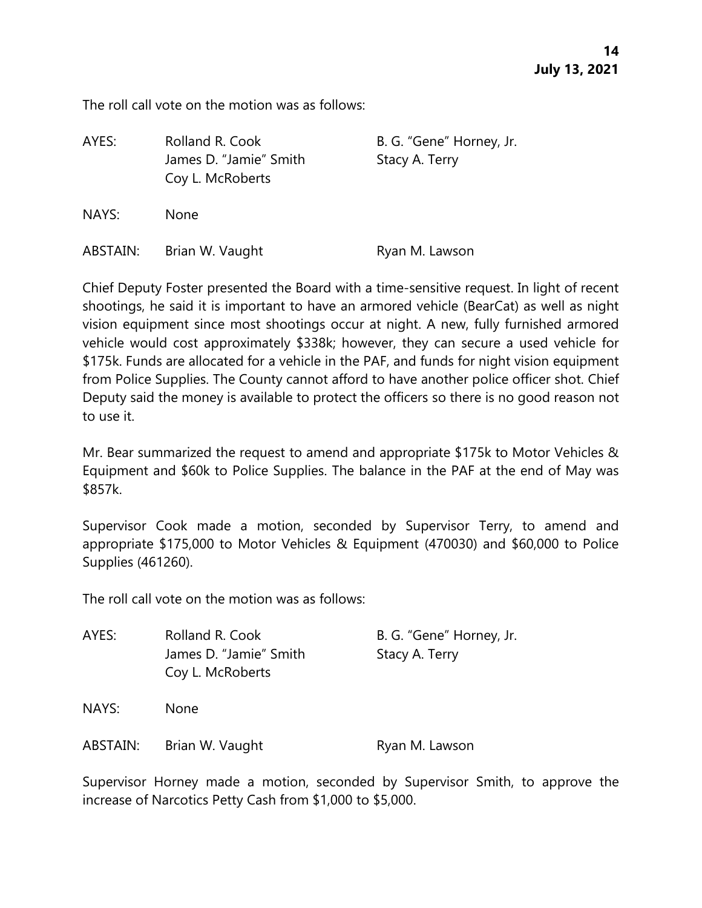The roll call vote on the motion was as follows:

| | | |
|---|---|---|
| AYES: | Rolland R. Cook<br>James D. "Jamie" Smith<br>Coy L. McRoberts | B. G. "Gene" Horney, Jr.<br>Stacy A. Terry |
| NAYS: | None | |
| ABSTAIN: | Brian W. Vaught | Ryan M. Lawson |

Chief Deputy Foster presented the Board with a time-sensitive request. In light of recent shootings, he said it is important to have an armored vehicle (BearCat) as well as night vision equipment since most shootings occur at night. A new, fully furnished armored vehicle would cost approximately $338k; however, they can secure a used vehicle for $175k. Funds are allocated for a vehicle in the PAF, and funds for night vision equipment from Police Supplies. The County cannot afford to have another police officer shot. Chief Deputy said the money is available to protect the officers so there is no good reason not to use it.

Mr. Bear summarized the request to amend and appropriate $175k to Motor Vehicles & Equipment and $60k to Police Supplies. The balance in the PAF at the end of May was $857k.

Supervisor Cook made a motion, seconded by Supervisor Terry, to amend and appropriate $175,000 to Motor Vehicles & Equipment (470030) and $60,000 to Police Supplies (461260).

The roll call vote on the motion was as follows:

| | | |
|---|---|---|
| AYES: | Rolland R. Cook<br>James D. "Jamie" Smith<br>Coy L. McRoberts | B. G. "Gene" Horney, Jr.<br>Stacy A. Terry |
| NAYS: | None | |
| ABSTAIN: | Brian W. Vaught | Ryan M. Lawson |

Supervisor Horney made a motion, seconded by Supervisor Smith, to approve the increase of Narcotics Petty Cash from $1,000 to $5,000.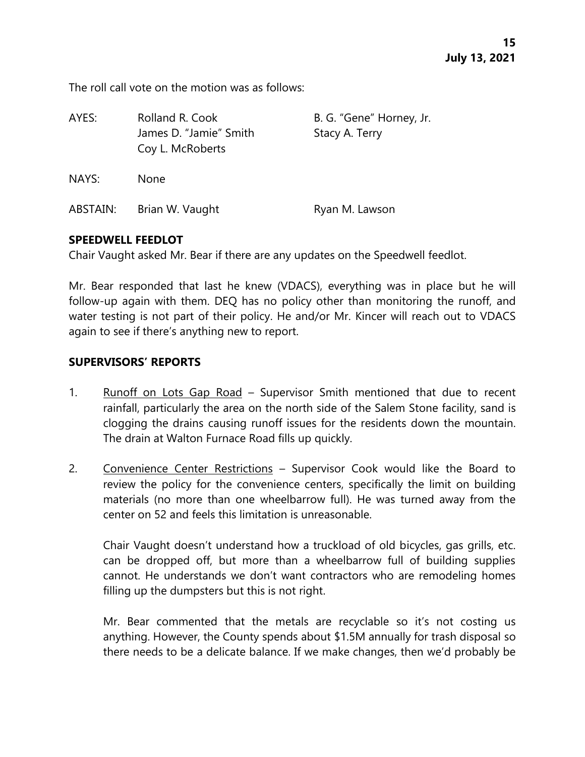The roll call vote on the motion was as follows:

| | | |
|---|---|---|
| AYES: | Rolland R. Cook<br>James D. "Jamie" Smith<br>Coy L. McRoberts | B. G. "Gene" Horney, Jr.<br>Stacy A. Terry |
| NAYS: | None | |
| ABSTAIN: | Brian W. Vaught | Ryan M. Lawson |

## SPEEDWELL FEEDLOT

Chair Vaught asked Mr. Bear if there are any updates on the Speedwell feedlot.

Mr. Bear responded that last he knew (VDACS), everything was in place but he will follow-up again with them. DEQ has no policy other than monitoring the runoff, and water testing is not part of their policy. He and/or Mr. Kincer will reach out to VDACS again to see if there's anything new to report.

## SUPERVISORS' REPORTS

1. Runoff on Lots Gap Road – Supervisor Smith mentioned that due to recent rainfall, particularly the area on the north side of the Salem Stone facility, sand is clogging the drains causing runoff issues for the residents down the mountain. The drain at Walton Furnace Road fills up quickly.

2. Convenience Center Restrictions – Supervisor Cook would like the Board to review the policy for the convenience centers, specifically the limit on building materials (no more than one wheelbarrow full). He was turned away from the center on 52 and feels this limitation is unreasonable.

   Chair Vaught doesn't understand how a truckload of old bicycles, gas grills, etc. can be dropped off, but more than a wheelbarrow full of building supplies cannot. He understands we don't want contractors who are remodeling homes filling up the dumpsters but this is not right.

   Mr. Bear commented that the metals are recyclable so it's not costing us anything. However, the County spends about $1.5M annually for trash disposal so there needs to be a delicate balance. If we make changes, then we'd probably be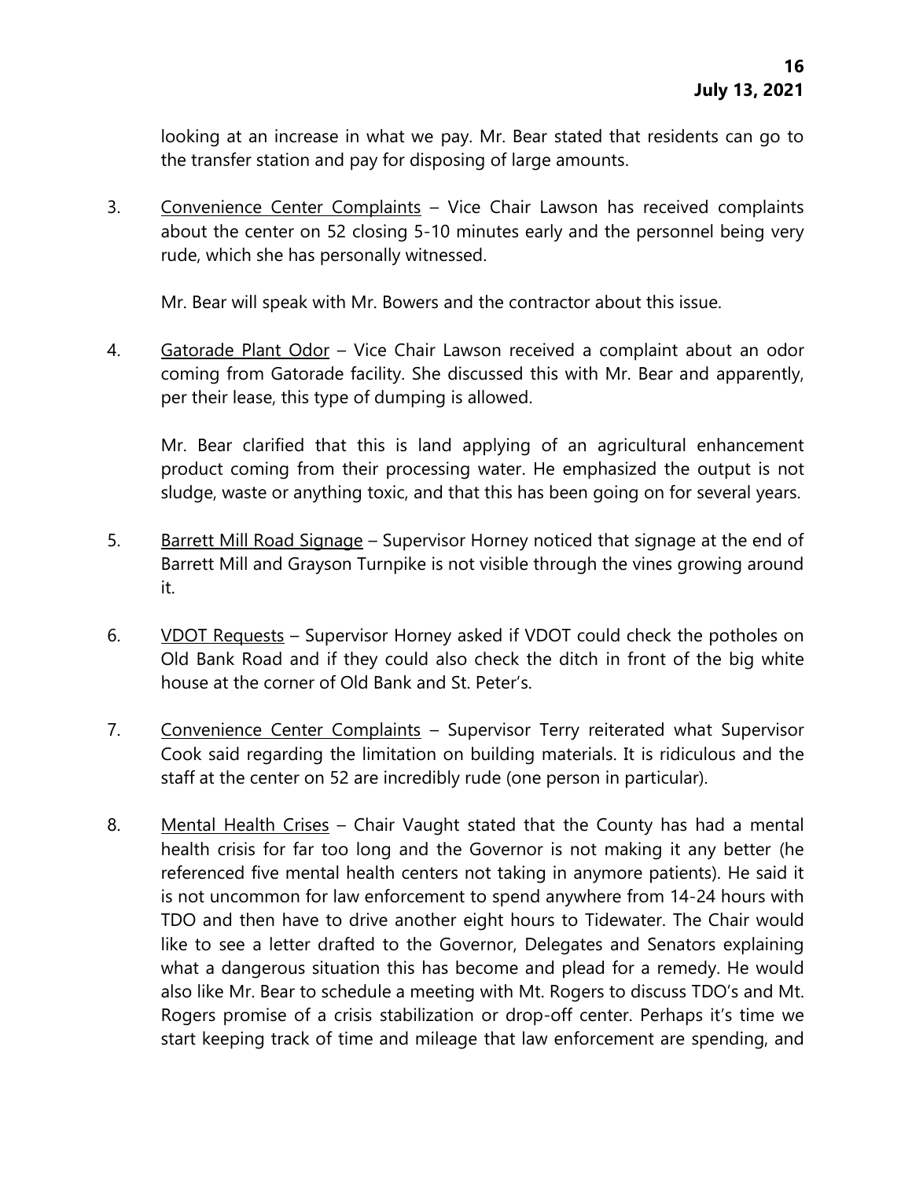looking at an increase in what we pay. Mr. Bear stated that residents can go to the transfer station and pay for disposing of large amounts.

3. <u>Convenience Center Complaints</u> – Vice Chair Lawson has received complaints about the center on 52 closing 5-10 minutes early and the personnel being very rude, which she has personally witnessed.

   Mr. Bear will speak with Mr. Bowers and the contractor about this issue.

4. <u>Gatorade Plant Odor</u> – Vice Chair Lawson received a complaint about an odor coming from Gatorade facility. She discussed this with Mr. Bear and apparently, per their lease, this type of dumping is allowed.

   Mr. Bear clarified that this is land applying of an agricultural enhancement product coming from their processing water. He emphasized the output is not sludge, waste or anything toxic, and that this has been going on for several years.

5. <u>Barrett Mill Road Signage</u> – Supervisor Horney noticed that signage at the end of Barrett Mill and Grayson Turnpike is not visible through the vines growing around it.

6. <u>VDOT Requests</u> – Supervisor Horney asked if VDOT could check the potholes on Old Bank Road and if they could also check the ditch in front of the big white house at the corner of Old Bank and St. Peter's.

7. <u>Convenience Center Complaints</u> – Supervisor Terry reiterated what Supervisor Cook said regarding the limitation on building materials. It is ridiculous and the staff at the center on 52 are incredibly rude (one person in particular).

8. <u>Mental Health Crises</u> – Chair Vaught stated that the County has had a mental health crisis for far too long and the Governor is not making it any better (he referenced five mental health centers not taking in anymore patients). He said it is not uncommon for law enforcement to spend anywhere from 14-24 hours with TDO and then have to drive another eight hours to Tidewater. The Chair would like to see a letter drafted to the Governor, Delegates and Senators explaining what a dangerous situation this has become and plead for a remedy. He would also like Mr. Bear to schedule a meeting with Mt. Rogers to discuss TDO's and Mt. Rogers promise of a crisis stabilization or drop-off center. Perhaps it's time we start keeping track of time and mileage that law enforcement are spending, and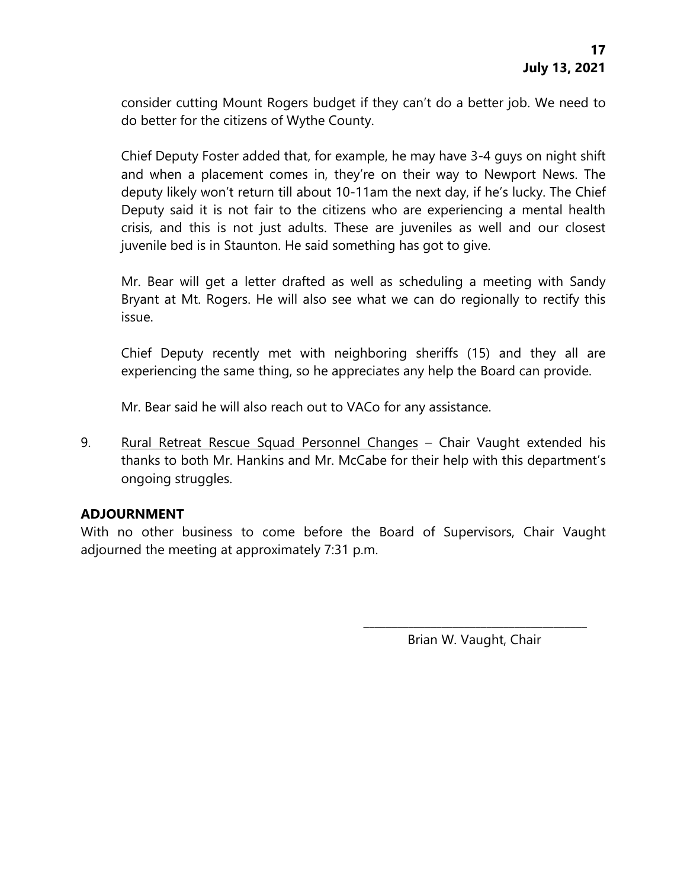consider cutting Mount Rogers budget if they can't do a better job. We need to do better for the citizens of Wythe County.

Chief Deputy Foster added that, for example, he may have 3-4 guys on night shift and when a placement comes in, they're on their way to Newport News. The deputy likely won't return till about 10-11am the next day, if he's lucky. The Chief Deputy said it is not fair to the citizens who are experiencing a mental health crisis, and this is not just adults. These are juveniles as well and our closest juvenile bed is in Staunton. He said something has got to give.

Mr. Bear will get a letter drafted as well as scheduling a meeting with Sandy Bryant at Mt. Rogers. He will also see what we can do regionally to rectify this issue.

Chief Deputy recently met with neighboring sheriffs (15) and they all are experiencing the same thing, so he appreciates any help the Board can provide.

Mr. Bear said he will also reach out to VACo for any assistance.

9. Rural Retreat Rescue Squad Personnel Changes – Chair Vaught extended his thanks to both Mr. Hankins and Mr. McCabe for their help with this department's ongoing struggles.

**ADJOURNMENT**

With no other business to come before the Board of Supervisors, Chair Vaught adjourned the meeting at approximately 7:31 p.m.

\_\_\_\_\_\_\_\_\_\_\_\_\_\_\_\_\_\_\_\_\_\_\_\_\_\_\_\_\_\_\_\_\_\_\_\_\_\_\_\_

Brian W. Vaught, Chair